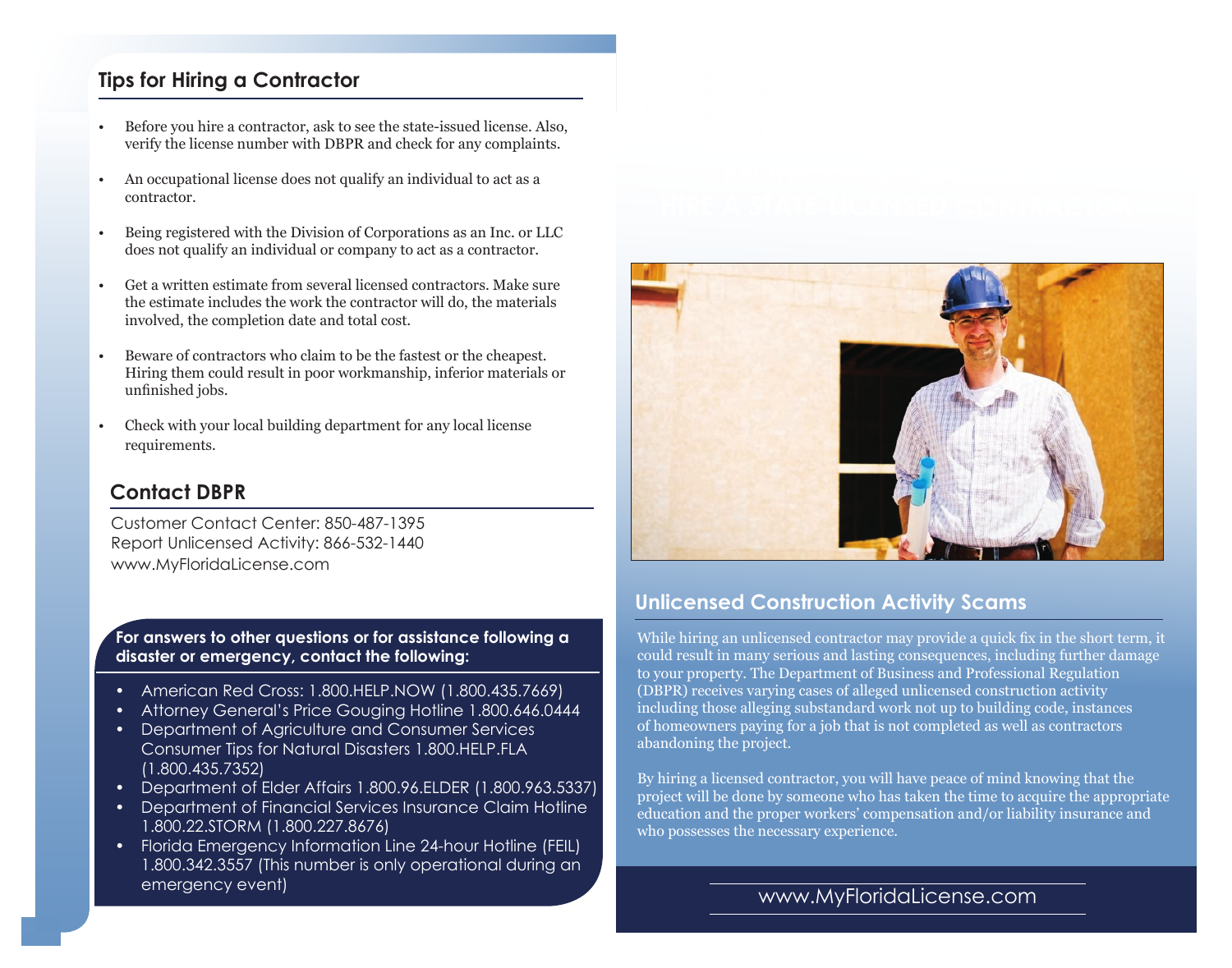## Tips for Hiring a Contractor

- Before you hire a contractor, ask to see the state-issued license. Also, verify the license number with DBPR and check for any complaints.
- An occupational license does not qualify an individual to act as a contractor.
- Being registered with the Division of Corporations as an Inc. or LLC does not qualify an individual or company to act as a contractor.
- Get a written estimate from several licensed contractors. Make sure the estimate includes the work the contractor will do, the materials involved, the completion date and total cost.
- Beware of contractors who claim to be the fastest or the cheapest. Hiring them could result in poor workmanship, inferior materials or unfinished jobs.
- Check with your local building department for any local license requirements.

## Contact DBPR

Customer Contact Center: 850-487-1395
Report Unlicensed Activity: 866-532-1440
www.MyFloridaLicense.com

**For answers to other questions or for assistance following a disaster or emergency, contact the following:**

- American Red Cross: 1.800.HELP.NOW (1.800.435.7669)
- Attorney General's Price Gouging Hotline 1.800.646.0444
- Department of Agriculture and Consumer Services Consumer Tips for Natural Disasters 1.800.HELP.FLA (1.800.435.7352)
- Department of Elder Affairs 1.800.96.ELDER (1.800.963.5337)
- Department of Financial Services Insurance Claim Hotline 1.800.22.STORM (1.800.227.8676)
- Florida Emergency Information Line 24-hour Hotline (FEIL) 1.800.342.3557 (This number is only operational during an emergency event)

# HIRE A STATE-LICENSED CONTRACTOR

## Unlicensed Construction Activity Scams

While hiring an unlicensed contractor may provide a quick fix in the short term, it could result in many serious and lasting consequences, including further damage to your property. The Department of Business and Professional Regulation (DBPR) receives varying cases of alleged unlicensed construction activity including those alleging substandard work not up to building code, instances of homeowners paying for a job that is not completed as well as contractors abandoning the project.

By hiring a licensed contractor, you will have peace of mind knowing that the project will be done by someone who has taken the time to acquire the appropriate education and the proper workers' compensation and/or liability insurance and who possesses the necessary experience.

www.MyFloridaLicense.com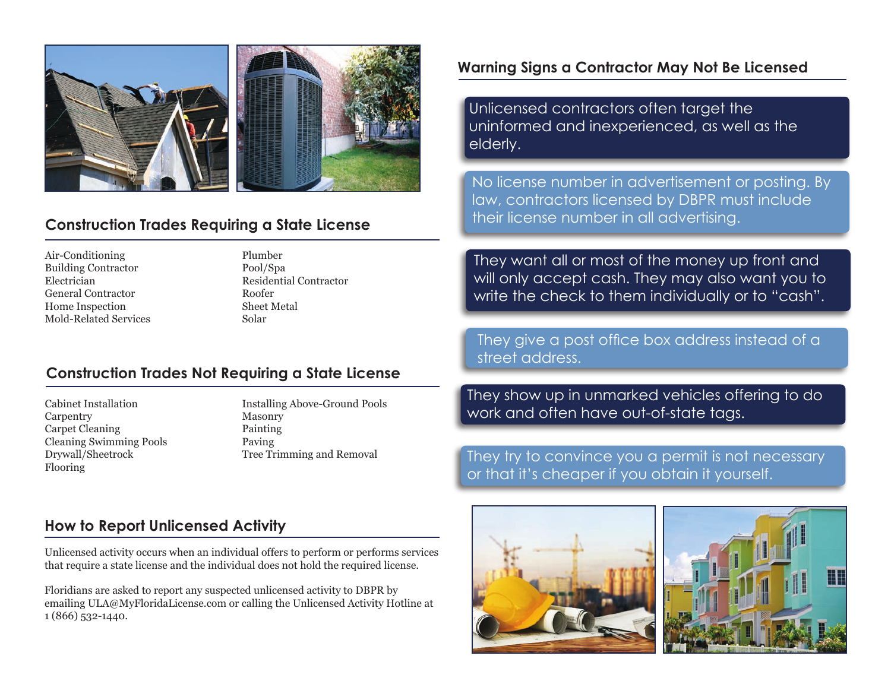## Construction Trades Requiring a State License

- Air-Conditioning
- Building Contractor
- Electrician
- General Contractor
- Home Inspection
- Mold-Related Services
- Plumber
- Pool/Spa
- Residential Contractor
- Roofer
- Sheet Metal
- Solar

## Construction Trades Not Requiring a State License

- Cabinet Installation
- Carpentry
- Carpet Cleaning
- Cleaning Swimming Pools
- Drywall/Sheetrock
- Flooring
- Installing Above-Ground Pools
- Masonry
- Painting
- Paving
- Tree Trimming and Removal

## How to Report Unlicensed Activity

Unlicensed activity occurs when an individual offers to perform or performs services that require a state license and the individual does not hold the required license.

Floridians are asked to report any suspected unlicensed activity to DBPR by emailing ULA@MyFloridaLicense.com or calling the Unlicensed Activity Hotline at 1 (866) 532-1440.

## Warning Signs a Contractor May Not Be Licensed

Unlicensed contractors often target the uninformed and inexperienced, as well as the elderly.

No license number in advertisement or posting. By law, contractors licensed by DBPR must include their license number in all advertising.

They want all or most of the money up front and will only accept cash. They may also want you to write the check to them individually or to "cash".

They give a post office box address instead of a street address.

They show up in unmarked vehicles offering to do work and often have out-of-state tags.

They try to convince you a permit is not necessary or that it's cheaper if you obtain it yourself.